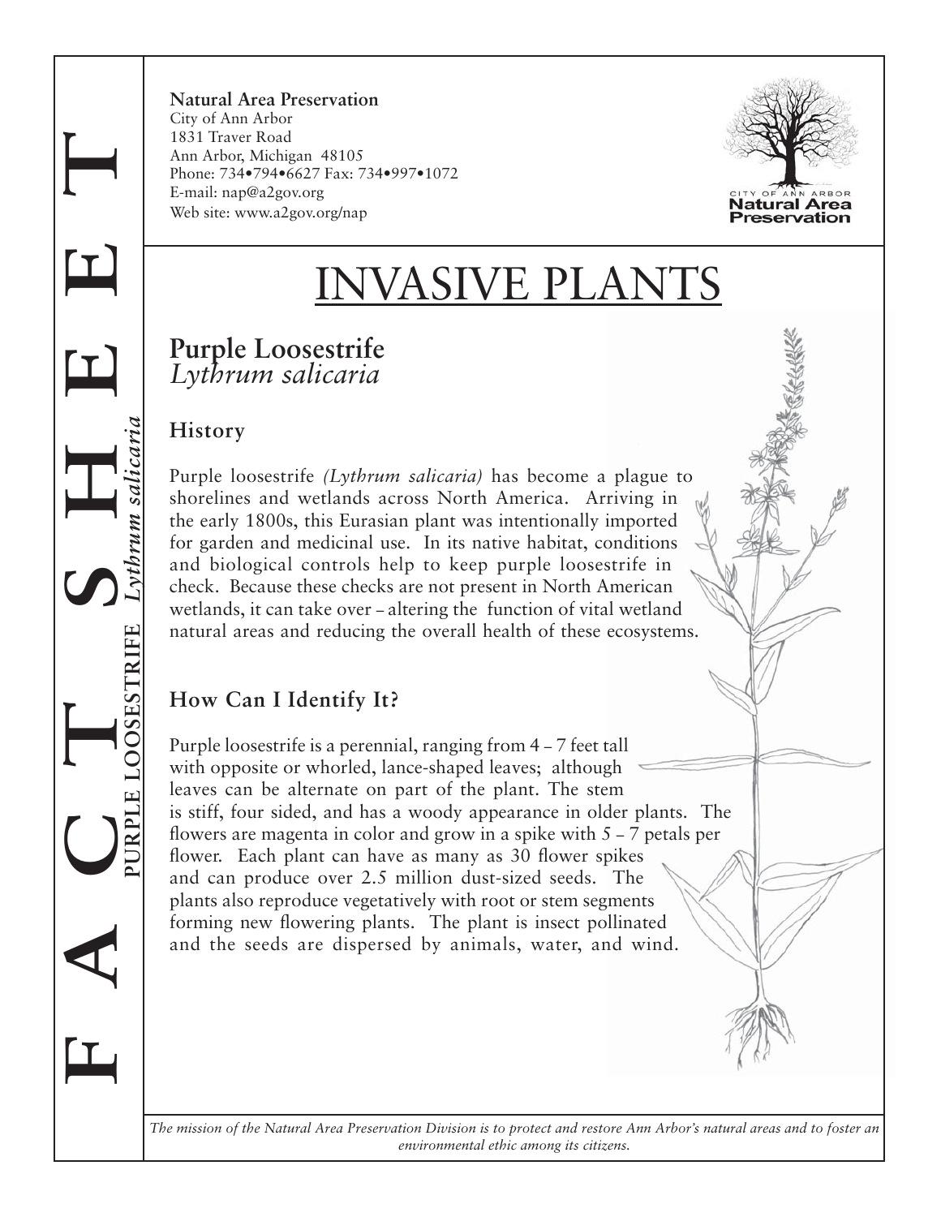**Natural Area Preservation**
City of Ann Arbor
1831 Traver Road
Ann Arbor, Michigan 48105
Phone: 734•794•6627 Fax: 734•997•1072
E-mail: nap@a2gov.org
Web site: www.a2gov.org/nap

# INVASIVE PLANTS

## Purple Loosestrife
*Lythrum salicaria*

### History

Purple loosestrife *(Lythrum salicaria)* has become a plague to shorelines and wetlands across North America. Arriving in the early 1800s, this Eurasian plant was intentionally imported for garden and medicinal use. In its native habitat, conditions and biological controls help to keep purple loosestrife in check. Because these checks are not present in North American wetlands, it can take over – altering the function of vital wetland natural areas and reducing the overall health of these ecosystems.

### How Can I Identify It?

Purple loosestrife is a perennial, ranging from 4 – 7 feet tall with opposite or whorled, lance-shaped leaves; although leaves can be alternate on part of the plant. The stem is stiff, four sided, and has a woody appearance in older plants. The flowers are magenta in color and grow in a spike with 5 – 7 petals per flower. Each plant can have as many as 30 flower spikes and can produce over 2.5 million dust-sized seeds. The plants also reproduce vegetatively with root or stem segments forming new flowering plants. The plant is insect pollinated and the seeds are dispersed by animals, water, and wind.

*The mission of the Natural Area Preservation Division is to protect and restore Ann Arbor's natural areas and to foster an environmental ethic among its citizens.*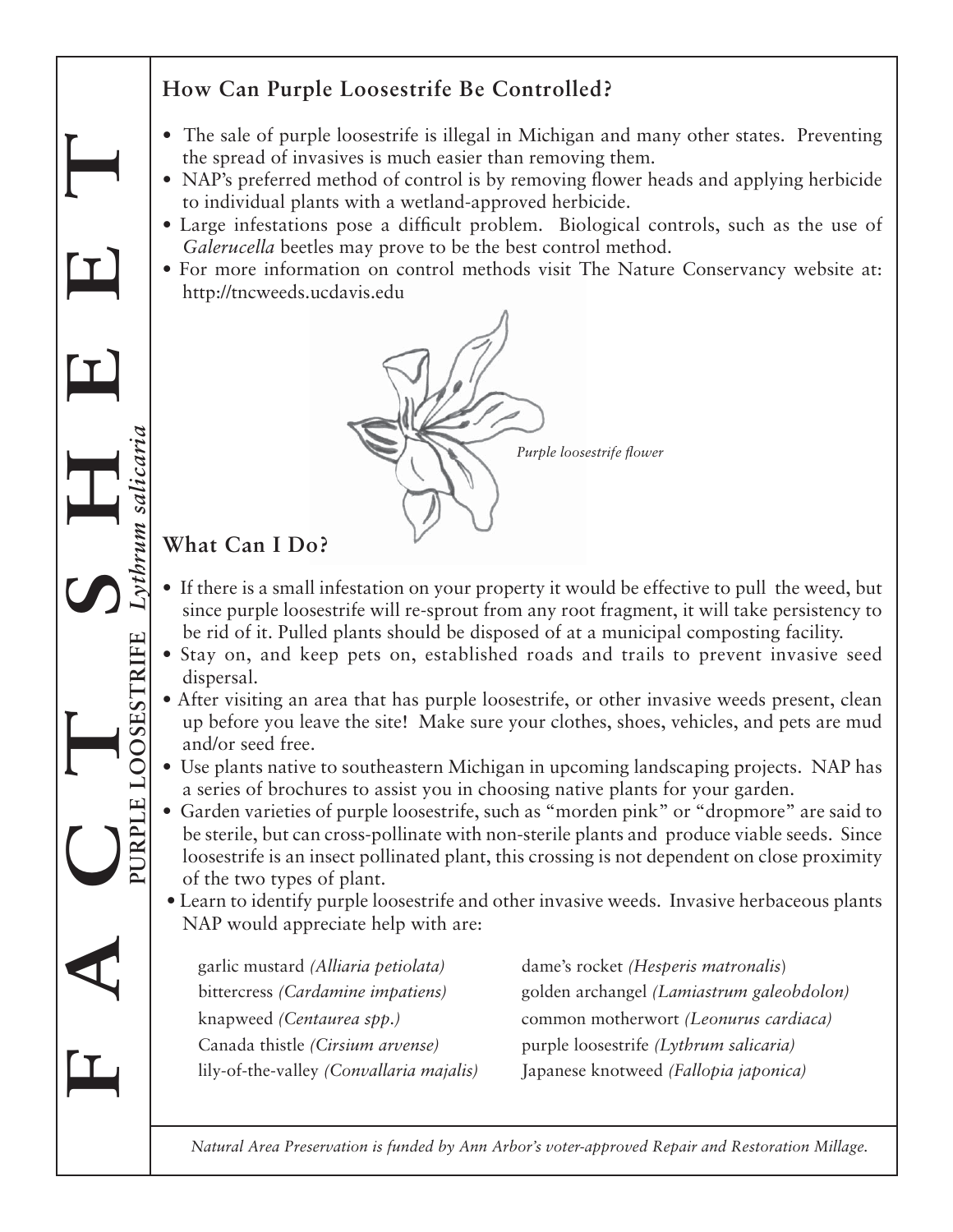## How Can Purple Loosestrife Be Controlled?

- The sale of purple loosestrife is illegal in Michigan and many other states. Preventing the spread of invasives is much easier than removing them.
- NAP's preferred method of control is by removing flower heads and applying herbicide to individual plants with a wetland-approved herbicide.
- Large infestations pose a difficult problem. Biological controls, such as the use of *Galerucella* beetles may prove to be the best control method.
- For more information on control methods visit The Nature Conservancy website at: http://tncweeds.ucdavis.edu

*Purple loosestrife flower*

## What Can I Do?

- If there is a small infestation on your property it would be effective to pull the weed, but since purple loosestrife will re-sprout from any root fragment, it will take persistency to be rid of it. Pulled plants should be disposed of at a municipal composting facility.
- Stay on, and keep pets on, established roads and trails to prevent invasive seed dispersal.
- After visiting an area that has purple loosestrife, or other invasive weeds present, clean up before you leave the site! Make sure your clothes, shoes, vehicles, and pets are mud and/or seed free.
- Use plants native to southeastern Michigan in upcoming landscaping projects. NAP has a series of brochures to assist you in choosing native plants for your garden.
- Garden varieties of purple loosestrife, such as "morden pink" or "dropmore" are said to be sterile, but can cross-pollinate with non-sterile plants and produce viable seeds. Since loosestrife is an insect pollinated plant, this crossing is not dependent on close proximity of the two types of plant.
- Learn to identify purple loosestrife and other invasive weeds. Invasive herbaceous plants NAP would appreciate help with are:

garlic mustard *(Alliaria petiolata)*
bittercress *(Cardamine impatiens)*
knapweed *(Centaurea spp.)*
Canada thistle *(Cirsium arvense)*
lily-of-the-valley *(Convallaria majalis)*
dame's rocket *(Hesperis matronalis)*
golden archangel *(Lamiastrum galeobdolon)*
common motherwort *(Leonurus cardiaca)*
purple loosestrife *(Lythrum salicaria)*
Japanese knotweed *(Fallopia japonica)*

*Natural Area Preservation is funded by Ann Arbor's voter-approved Repair and Restoration Millage.*